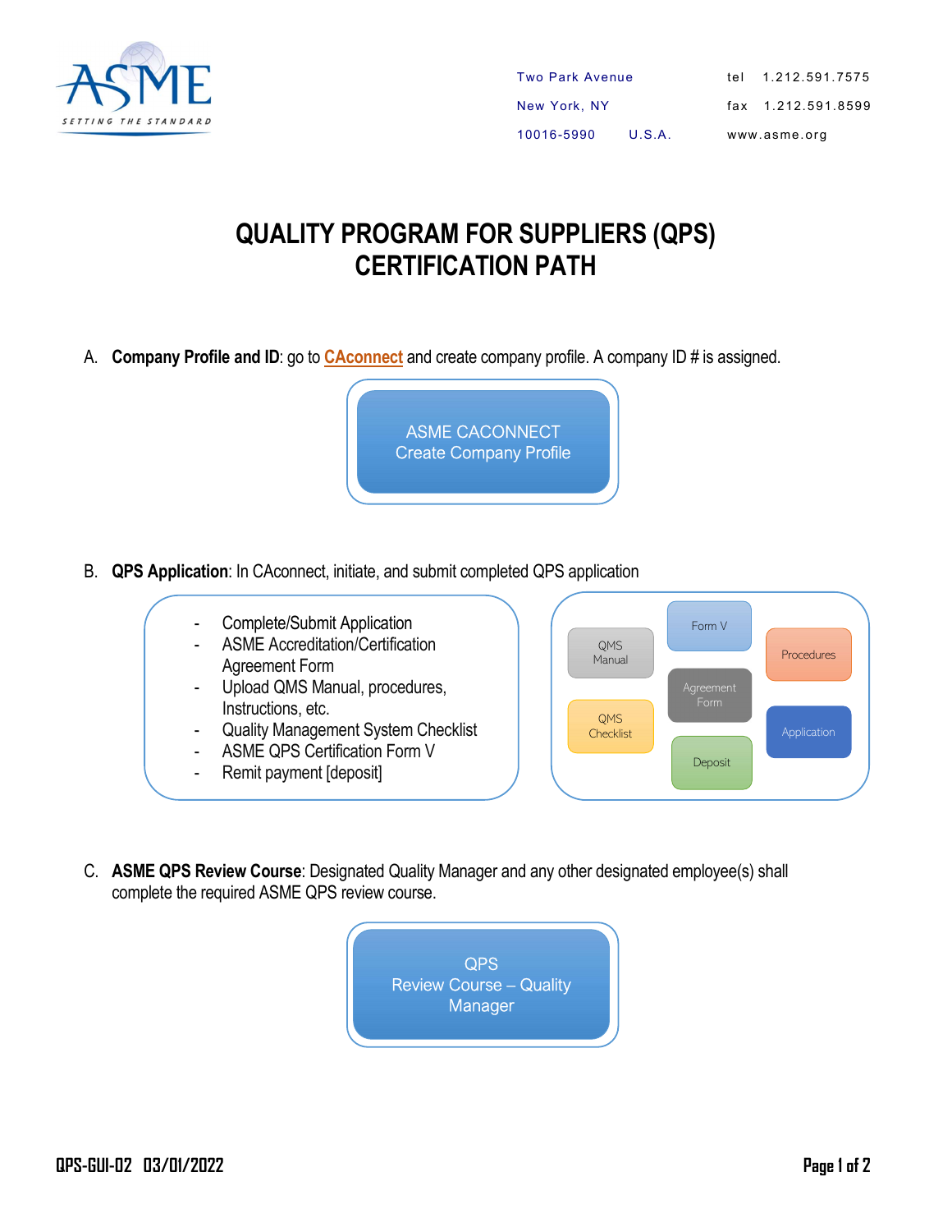ASME
SETTING THE STANDARD

Two Park Avenue
New York, NY
10016-5990 U.S.A.

tel 1.212.591.7575
fax 1.212.591.8599
www.asme.org

# QUALITY PROGRAM FOR SUPPLIERS (QPS) CERTIFICATION PATH

A. **Company Profile and ID**: go to **CAconnect** and create company profile. A company ID # is assigned.

ASME CACONNECT
Create Company Profile

B. **QPS Application**: In CAconnect, initiate, and submit completed QPS application

- Complete/Submit Application
- ASME Accreditation/Certification Agreement Form
- Upload QMS Manual, procedures, Instructions, etc.
- Quality Management System Checklist
- ASME QPS Certification Form V
- Remit payment [deposit]

QMS Manual | Form V | Procedures | Agreement Form | QMS Checklist | Application | Deposit

C. **ASME QPS Review Course**: Designated Quality Manager and any other designated employee(s) shall complete the required ASME QPS review course.

QPS
Review Course – Quality Manager

QPS-GUI-02 03/01/2022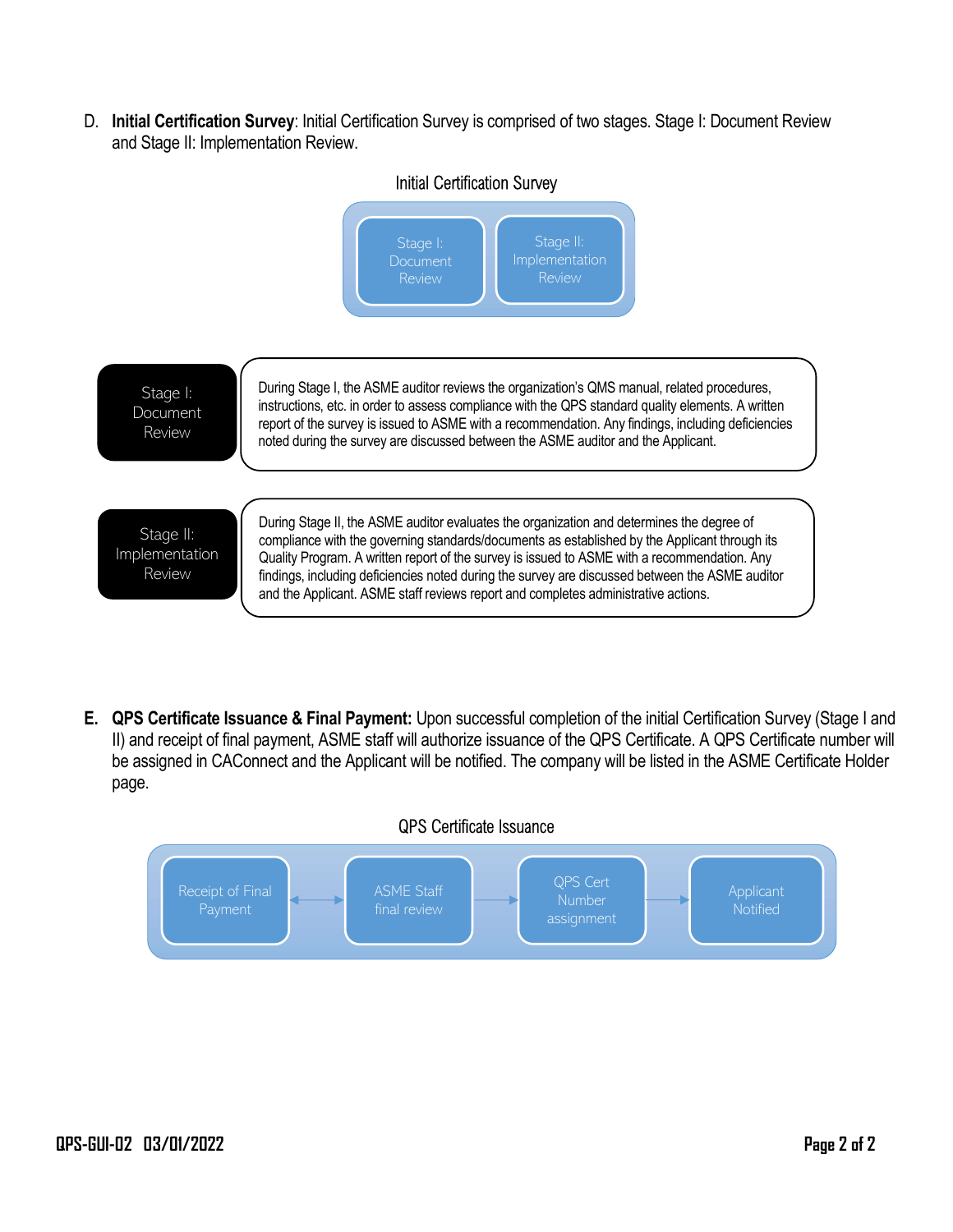D. **Initial Certification Survey**: Initial Certification Survey is comprised of two stages. Stage I: Document Review and Stage II: Implementation Review.

Initial Certification Survey

Stage I: Document Review

Stage II: Implementation Review

| | |
|---|---|
| Stage I: Document Review | During Stage I, the ASME auditor reviews the organization's QMS manual, related procedures, instructions, etc. in order to assess compliance with the QPS standard quality elements. A written report of the survey is issued to ASME with a recommendation. Any findings, including deficiencies noted during the survey are discussed between the ASME auditor and the Applicant. |
| Stage II: Implementation Review | During Stage II, the ASME auditor evaluates the organization and determines the degree of compliance with the governing standards/documents as established by the Applicant through its Quality Program. A written report of the survey is issued to ASME with a recommendation. Any findings, including deficiencies noted during the survey are discussed between the ASME auditor and the Applicant. ASME staff reviews report and completes administrative actions. |

E. **QPS Certificate Issuance & Final Payment:** Upon successful completion of the initial Certification Survey (Stage I and II) and receipt of final payment, ASME staff will authorize issuance of the QPS Certificate. A QPS Certificate number will be assigned in CAConnect and the Applicant will be notified. The company will be listed in the ASME Certificate Holder page.

QPS Certificate Issuance

Receipt of Final Payment

ASME Staff final review

QPS Cert Number assignment

Applicant Notified

QPS-GUI-02 03/01/2022